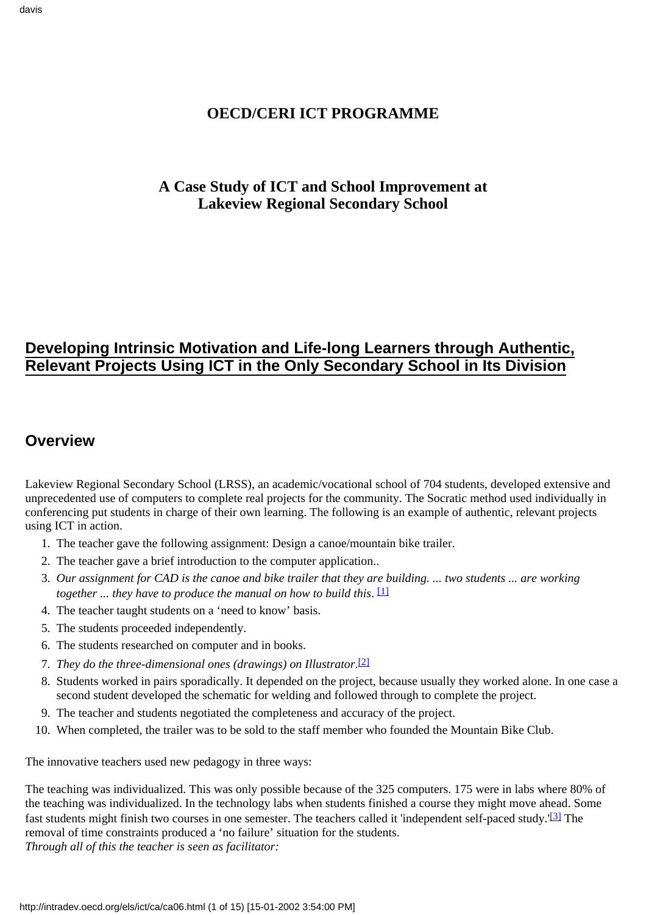# OECD/CERI ICT PROGRAMME

## A Case Study of ICT and School Improvement at Lakeview Regional Secondary School

## Developing Intrinsic Motivation and Life-long Learners through Authentic, Relevant Projects Using ICT in the Only Secondary School in Its Division

## Overview

Lakeview Regional Secondary School (LRSS), an academic/vocational school of 704 students, developed extensive and unprecedented use of computers to complete real projects for the community. The Socratic method used individually in conferencing put students in charge of their own learning. The following is an example of authentic, relevant projects using ICT in action.

1. The teacher gave the following assignment: Design a canoe/mountain bike trailer.
2. The teacher gave a brief introduction to the computer application..
3. *Our assignment for CAD is the canoe and bike trailer that they are building. ... two students ... are working together ... they have to produce the manual on how to build this*. [1]
4. The teacher taught students on a 'need to know' basis.
5. The students proceeded independently.
6. The students researched on computer and in books.
7. *They do the three-dimensional ones (drawings) on Illustrator*.[2]
8. Students worked in pairs sporadically. It depended on the project, because usually they worked alone. In one case a second student developed the schematic for welding and followed through to complete the project.
9. The teacher and students negotiated the completeness and accuracy of the project.
10. When completed, the trailer was to be sold to the staff member who founded the Mountain Bike Club.

The innovative teachers used new pedagogy in three ways:

The teaching was individualized. This was only possible because of the 325 computers. 175 were in labs where 80% of the teaching was individualized. In the technology labs when students finished a course they might move ahead. Some fast students might finish two courses in one semester. The teachers called it 'independent self-paced study.'[3] The removal of time constraints produced a 'no failure' situation for the students.
*Through all of this the teacher is seen as facilitator:*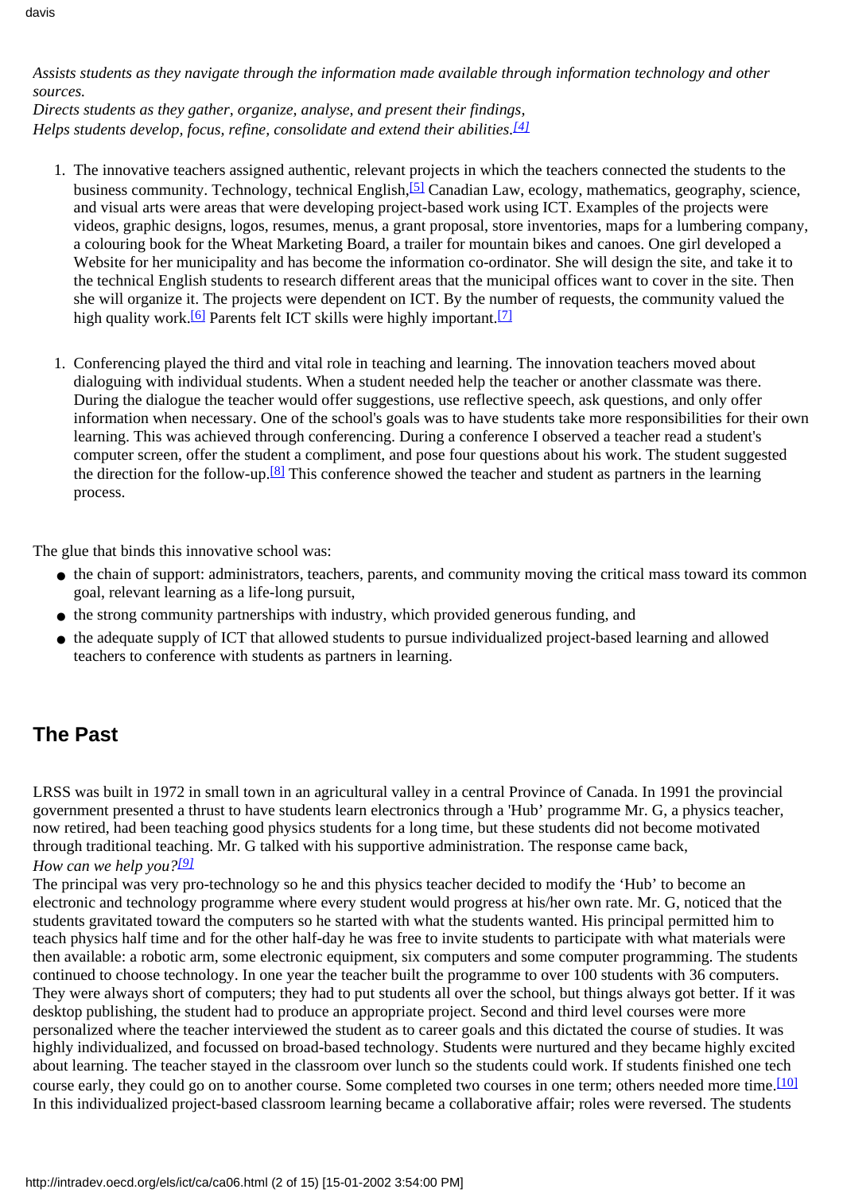*Assists students as they navigate through the information made available through information technology and other sources.*
*Directs students as they gather, organize, analyse, and present their findings,*
*Helps students develop, focus, refine, consolidate and extend their abilities.[4]*

1. The innovative teachers assigned authentic, relevant projects in which the teachers connected the students to the business community. Technology, technical English,[5] Canadian Law, ecology, mathematics, geography, science, and visual arts were areas that were developing project-based work using ICT. Examples of the projects were videos, graphic designs, logos, resumes, menus, a grant proposal, store inventories, maps for a lumbering company, a colouring book for the Wheat Marketing Board, a trailer for mountain bikes and canoes. One girl developed a Website for her municipality and has become the information co-ordinator. She will design the site, and take it to the technical English students to research different areas that the municipal offices want to cover in the site. Then she will organize it. The projects were dependent on ICT. By the number of requests, the community valued the high quality work.[6] Parents felt ICT skills were highly important.[7]

1. Conferencing played the third and vital role in teaching and learning. The innovation teachers moved about dialoguing with individual students. When a student needed help the teacher or another classmate was there. During the dialogue the teacher would offer suggestions, use reflective speech, ask questions, and only offer information when necessary. One of the school's goals was to have students take more responsibilities for their own learning. This was achieved through conferencing. During a conference I observed a teacher read a student's computer screen, offer the student a compliment, and pose four questions about his work. The student suggested the direction for the follow-up.[8] This conference showed the teacher and student as partners in the learning process.

The glue that binds this innovative school was:

- the chain of support: administrators, teachers, parents, and community moving the critical mass toward its common goal, relevant learning as a life-long pursuit,
- the strong community partnerships with industry, which provided generous funding, and
- the adequate supply of ICT that allowed students to pursue individualized project-based learning and allowed teachers to conference with students as partners in learning.

## The Past

LRSS was built in 1972 in small town in an agricultural valley in a central Province of Canada. In 1991 the provincial government presented a thrust to have students learn electronics through a 'Hub' programme Mr. G, a physics teacher, now retired, had been teaching good physics students for a long time, but these students did not become motivated through traditional teaching. Mr. G talked with his supportive administration. The response came back,
*How can we help you?[9]*
The principal was very pro-technology so he and this physics teacher decided to modify the 'Hub' to become an electronic and technology programme where every student would progress at his/her own rate. Mr. G, noticed that the students gravitated toward the computers so he started with what the students wanted. His principal permitted him to teach physics half time and for the other half-day he was free to invite students to participate with what materials were then available: a robotic arm, some electronic equipment, six computers and some computer programming. The students continued to choose technology. In one year the teacher built the programme to over 100 students with 36 computers. They were always short of computers; they had to put students all over the school, but things always got better. If it was desktop publishing, the student had to produce an appropriate project. Second and third level courses were more personalized where the teacher interviewed the student as to career goals and this dictated the course of studies. It was highly individualized, and focussed on broad-based technology. Students were nurtured and they became highly excited about learning. The teacher stayed in the classroom over lunch so the students could work. If students finished one tech course early, they could go on to another course. Some completed two courses in one term; others needed more time.[10]
In this individualized project-based classroom learning became a collaborative affair; roles were reversed. The students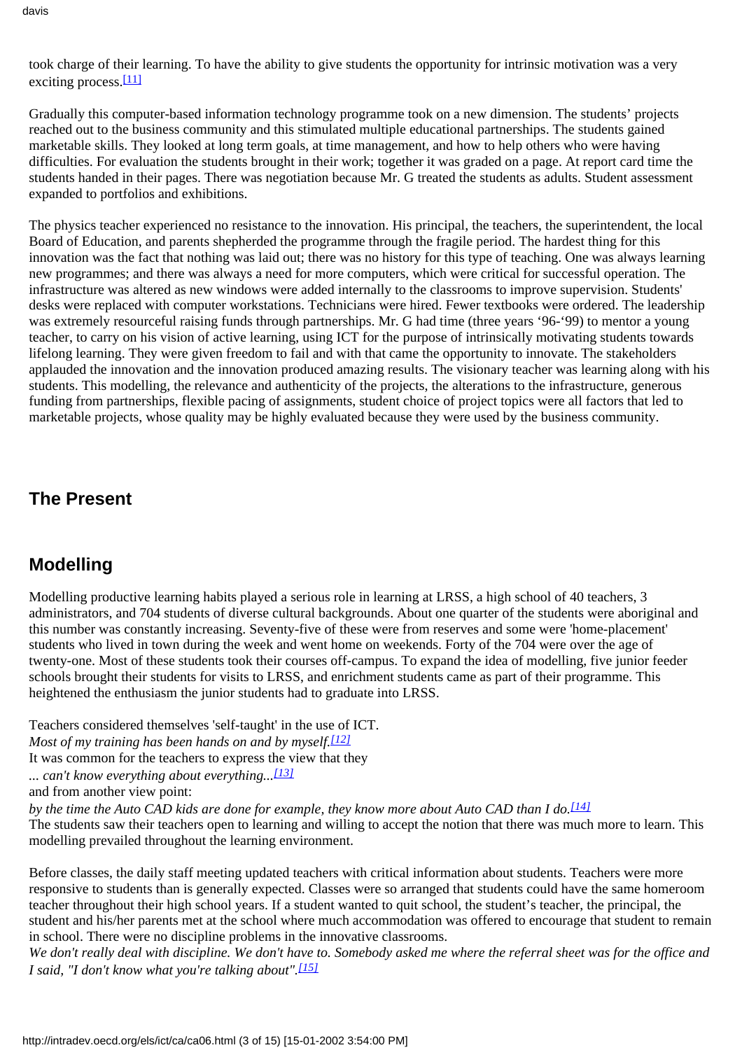took charge of their learning. To have the ability to give students the opportunity for intrinsic motivation was a very exciting process.[11]

Gradually this computer-based information technology programme took on a new dimension. The students' projects reached out to the business community and this stimulated multiple educational partnerships. The students gained marketable skills. They looked at long term goals, at time management, and how to help others who were having difficulties. For evaluation the students brought in their work; together it was graded on a page. At report card time the students handed in their pages. There was negotiation because Mr. G treated the students as adults. Student assessment expanded to portfolios and exhibitions.

The physics teacher experienced no resistance to the innovation. His principal, the teachers, the superintendent, the local Board of Education, and parents shepherded the programme through the fragile period. The hardest thing for this innovation was the fact that nothing was laid out; there was no history for this type of teaching. One was always learning new programmes; and there was always a need for more computers, which were critical for successful operation. The infrastructure was altered as new windows were added internally to the classrooms to improve supervision. Students' desks were replaced with computer workstations. Technicians were hired. Fewer textbooks were ordered. The leadership was extremely resourceful raising funds through partnerships. Mr. G had time (three years '96-'99) to mentor a young teacher, to carry on his vision of active learning, using ICT for the purpose of intrinsically motivating students towards lifelong learning. They were given freedom to fail and with that came the opportunity to innovate. The stakeholders applauded the innovation and the innovation produced amazing results. The visionary teacher was learning along with his students. This modelling, the relevance and authenticity of the projects, the alterations to the infrastructure, generous funding from partnerships, flexible pacing of assignments, student choice of project topics were all factors that led to marketable projects, whose quality may be highly evaluated because they were used by the business community.

## The Present

## Modelling

Modelling productive learning habits played a serious role in learning at LRSS, a high school of 40 teachers, 3 administrators, and 704 students of diverse cultural backgrounds. About one quarter of the students were aboriginal and this number was constantly increasing. Seventy-five of these were from reserves and some were 'home-placement' students who lived in town during the week and went home on weekends. Forty of the 704 were over the age of twenty-one. Most of these students took their courses off-campus. To expand the idea of modelling, five junior feeder schools brought their students for visits to LRSS, and enrichment students came as part of their programme. This heightened the enthusiasm the junior students had to graduate into LRSS.

Teachers considered themselves 'self-taught' in the use of ICT.
*Most of my training has been hands on and by myself.*[12]
It was common for the teachers to express the view that they
*... can't know everything about everything...*[13]
and from another view point:
*by the time the Auto CAD kids are done for example, they know more about Auto CAD than I do.*[14]
The students saw their teachers open to learning and willing to accept the notion that there was much more to learn. This modelling prevailed throughout the learning environment.

Before classes, the daily staff meeting updated teachers with critical information about students. Teachers were more responsive to students than is generally expected. Classes were so arranged that students could have the same homeroom teacher throughout their high school years. If a student wanted to quit school, the student's teacher, the principal, the student and his/her parents met at the school where much accommodation was offered to encourage that student to remain in school. There were no discipline problems in the innovative classrooms.
*We don't really deal with discipline. We don't have to. Somebody asked me where the referral sheet was for the office and I said, "I don't know what you're talking about".*[15]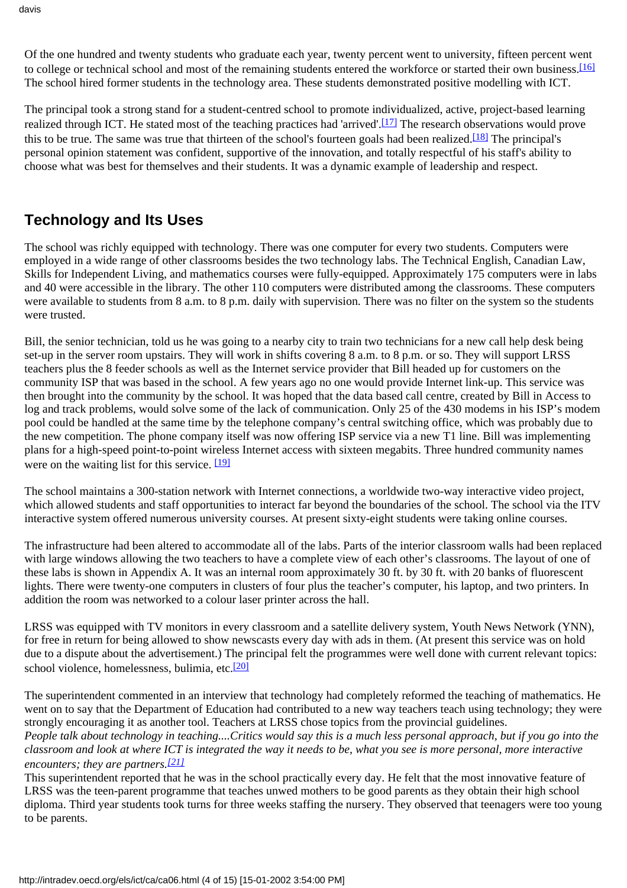Of the one hundred and twenty students who graduate each year, twenty percent went to university, fifteen percent went to college or technical school and most of the remaining students entered the workforce or started their own business.[16] The school hired former students in the technology area. These students demonstrated positive modelling with ICT.

The principal took a strong stand for a student-centred school to promote individualized, active, project-based learning realized through ICT. He stated most of the teaching practices had 'arrived'.[17] The research observations would prove this to be true. The same was true that thirteen of the school's fourteen goals had been realized.[18] The principal's personal opinion statement was confident, supportive of the innovation, and totally respectful of his staff's ability to choose what was best for themselves and their students. It was a dynamic example of leadership and respect.

## Technology and Its Uses

The school was richly equipped with technology. There was one computer for every two students. Computers were employed in a wide range of other classrooms besides the two technology labs. The Technical English, Canadian Law, Skills for Independent Living, and mathematics courses were fully-equipped. Approximately 175 computers were in labs and 40 were accessible in the library. The other 110 computers were distributed among the classrooms. These computers were available to students from 8 a.m. to 8 p.m. daily with supervision. There was no filter on the system so the students were trusted.

Bill, the senior technician, told us he was going to a nearby city to train two technicians for a new call help desk being set-up in the server room upstairs. They will work in shifts covering 8 a.m. to 8 p.m. or so. They will support LRSS teachers plus the 8 feeder schools as well as the Internet service provider that Bill headed up for customers on the community ISP that was based in the school. A few years ago no one would provide Internet link-up. This service was then brought into the community by the school. It was hoped that the data based call centre, created by Bill in Access to log and track problems, would solve some of the lack of communication. Only 25 of the 430 modems in his ISP's modem pool could be handled at the same time by the telephone company's central switching office, which was probably due to the new competition. The phone company itself was now offering ISP service via a new T1 line. Bill was implementing plans for a high-speed point-to-point wireless Internet access with sixteen megabits. Three hundred community names were on the waiting list for this service. [19]

The school maintains a 300-station network with Internet connections, a worldwide two-way interactive video project, which allowed students and staff opportunities to interact far beyond the boundaries of the school. The school via the ITV interactive system offered numerous university courses. At present sixty-eight students were taking online courses.

The infrastructure had been altered to accommodate all of the labs. Parts of the interior classroom walls had been replaced with large windows allowing the two teachers to have a complete view of each other's classrooms. The layout of one of these labs is shown in Appendix A. It was an internal room approximately 30 ft. by 30 ft. with 20 banks of fluorescent lights. There were twenty-one computers in clusters of four plus the teacher's computer, his laptop, and two printers. In addition the room was networked to a colour laser printer across the hall.

LRSS was equipped with TV monitors in every classroom and a satellite delivery system, Youth News Network (YNN), for free in return for being allowed to show newscasts every day with ads in them. (At present this service was on hold due to a dispute about the advertisement.) The principal felt the programmes were well done with current relevant topics: school violence, homelessness, bulimia, etc.[20]

The superintendent commented in an interview that technology had completely reformed the teaching of mathematics. He went on to say that the Department of Education had contributed to a new way teachers teach using technology; they were strongly encouraging it as another tool. Teachers at LRSS chose topics from the provincial guidelines.

*People talk about technology in teaching....Critics would say this is a much less personal approach, but if you go into the classroom and look at where ICT is integrated the way it needs to be, what you see is more personal, more interactive encounters; they are partners.[21]*

This superintendent reported that he was in the school practically every day. He felt that the most innovative feature of LRSS was the teen-parent programme that teaches unwed mothers to be good parents as they obtain their high school diploma. Third year students took turns for three weeks staffing the nursery. They observed that teenagers were too young to be parents.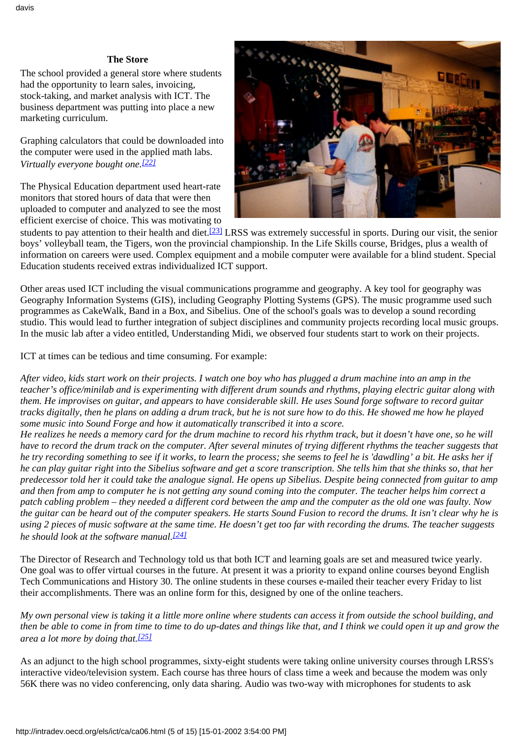### The Store

The school provided a general store where students had the opportunity to learn sales, invoicing, stock-taking, and market analysis with ICT. The business department was putting into place a new marketing curriculum.

Graphing calculators that could be downloaded into the computer were used in the applied math labs. *Virtually everyone bought one.*[22]

The Physical Education department used heart-rate monitors that stored hours of data that were then uploaded to computer and analyzed to see the most efficient exercise of choice. This was motivating to students to pay attention to their health and diet.[23] LRSS was extremely successful in sports. During our visit, the senior boys' volleyball team, the Tigers, won the provincial championship. In the Life Skills course, Bridges, plus a wealth of information on careers were used. Complex equipment and a mobile computer were available for a blind student. Special Education students received extras individualized ICT support.

Other areas used ICT including the visual communications programme and geography. A key tool for geography was Geography Information Systems (GIS), including Geography Plotting Systems (GPS). The music programme used such programmes as CakeWalk, Band in a Box, and Sibelius. One of the school's goals was to develop a sound recording studio. This would lead to further integration of subject disciplines and community projects recording local music groups. In the music lab after a video entitled, Understanding Midi, we observed four students start to work on their projects.

ICT at times can be tedious and time consuming. For example:

*After video, kids start work on their projects. I watch one boy who has plugged a drum machine into an amp in the teacher's office/minilab and is experimenting with different drum sounds and rhythms, playing electric guitar along with them. He improvises on guitar, and appears to have considerable skill. He uses Sound forge software to record guitar tracks digitally, then he plans on adding a drum track, but he is not sure how to do this. He showed me how he played some music into Sound Forge and how it automatically transcribed it into a score.*
*He realizes he needs a memory card for the drum machine to record his rhythm track, but it doesn't have one, so he will have to record the drum track on the computer. After several minutes of trying different rhythms the teacher suggests that he try recording something to see if it works, to learn the process; she seems to feel he is 'dawdling' a bit. He asks her if he can play guitar right into the Sibelius software and get a score transcription. She tells him that she thinks so, that her predecessor told her it could take the analogue signal. He opens up Sibelius. Despite being connected from guitar to amp and then from amp to computer he is not getting any sound coming into the computer. The teacher helps him correct a patch cabling problem – they needed a different cord between the amp and the computer as the old one was faulty. Now the guitar can be heard out of the computer speakers. He starts Sound Fusion to record the drums. It isn't clear why he is using 2 pieces of music software at the same time. He doesn't get too far with recording the drums. The teacher suggests he should look at the software manual.*[24]

The Director of Research and Technology told us that both ICT and learning goals are set and measured twice yearly. One goal was to offer virtual courses in the future. At present it was a priority to expand online courses beyond English Tech Communications and History 30. The online students in these courses e-mailed their teacher every Friday to list their accomplishments. There was an online form for this, designed by one of the online teachers.

*My own personal view is taking it a little more online where students can access it from outside the school building, and then be able to come in from time to time to do up-dates and things like that, and I think we could open it up and grow the area a lot more by doing that.*[25]

As an adjunct to the high school programmes, sixty-eight students were taking online university courses through LRSS's interactive video/television system. Each course has three hours of class time a week and because the modem was only 56K there was no video conferencing, only data sharing. Audio was two-way with microphones for students to ask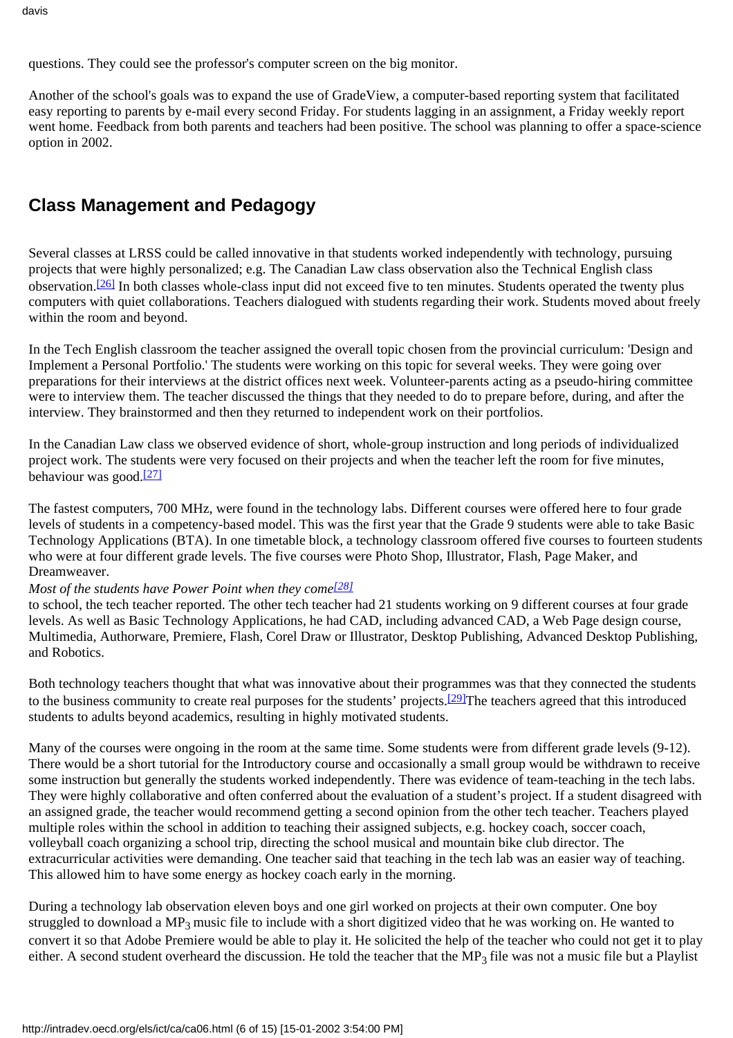questions. They could see the professor's computer screen on the big monitor.

Another of the school's goals was to expand the use of GradeView, a computer-based reporting system that facilitated easy reporting to parents by e-mail every second Friday. For students lagging in an assignment, a Friday weekly report went home. Feedback from both parents and teachers had been positive. The school was planning to offer a space-science option in 2002.

## Class Management and Pedagogy

Several classes at LRSS could be called innovative in that students worked independently with technology, pursuing projects that were highly personalized; e.g. The Canadian Law class observation also the Technical English class observation.[26] In both classes whole-class input did not exceed five to ten minutes. Students operated the twenty plus computers with quiet collaborations. Teachers dialogued with students regarding their work. Students moved about freely within the room and beyond.

In the Tech English classroom the teacher assigned the overall topic chosen from the provincial curriculum: 'Design and Implement a Personal Portfolio.' The students were working on this topic for several weeks. They were going over preparations for their interviews at the district offices next week. Volunteer-parents acting as a pseudo-hiring committee were to interview them. The teacher discussed the things that they needed to do to prepare before, during, and after the interview. They brainstormed and then they returned to independent work on their portfolios.

In the Canadian Law class we observed evidence of short, whole-group instruction and long periods of individualized project work. The students were very focused on their projects and when the teacher left the room for five minutes, behaviour was good.[27]

The fastest computers, 700 MHz, were found in the technology labs. Different courses were offered here to four grade levels of students in a competency-based model. This was the first year that the Grade 9 students were able to take Basic Technology Applications (BTA). In one timetable block, a technology classroom offered five courses to fourteen students who were at four different grade levels. The five courses were Photo Shop, Illustrator, Flash, Page Maker, and Dreamweaver.

*Most of the students have Power Point when they come*[28]
to school, the tech teacher reported. The other tech teacher had 21 students working on 9 different courses at four grade levels. As well as Basic Technology Applications, he had CAD, including advanced CAD, a Web Page design course, Multimedia, Authorware, Premiere, Flash, Corel Draw or Illustrator, Desktop Publishing, Advanced Desktop Publishing, and Robotics.

Both technology teachers thought that what was innovative about their programmes was that they connected the students to the business community to create real purposes for the students' projects.[29]The teachers agreed that this introduced students to adults beyond academics, resulting in highly motivated students.

Many of the courses were ongoing in the room at the same time. Some students were from different grade levels (9-12). There would be a short tutorial for the Introductory course and occasionally a small group would be withdrawn to receive some instruction but generally the students worked independently. There was evidence of team-teaching in the tech labs. They were highly collaborative and often conferred about the evaluation of a student's project. If a student disagreed with an assigned grade, the teacher would recommend getting a second opinion from the other tech teacher. Teachers played multiple roles within the school in addition to teaching their assigned subjects, e.g. hockey coach, soccer coach, volleyball coach organizing a school trip, directing the school musical and mountain bike club director. The extracurricular activities were demanding. One teacher said that teaching in the tech lab was an easier way of teaching. This allowed him to have some energy as hockey coach early in the morning.

During a technology lab observation eleven boys and one girl worked on projects at their own computer. One boy struggled to download a $MP_3$ music file to include with a short digitized video that he was working on. He wanted to convert it so that Adobe Premiere would be able to play it. He solicited the help of the teacher who could not get it to play either. A second student overheard the discussion. He told the teacher that the $MP_3$ file was not a music file but a Playlist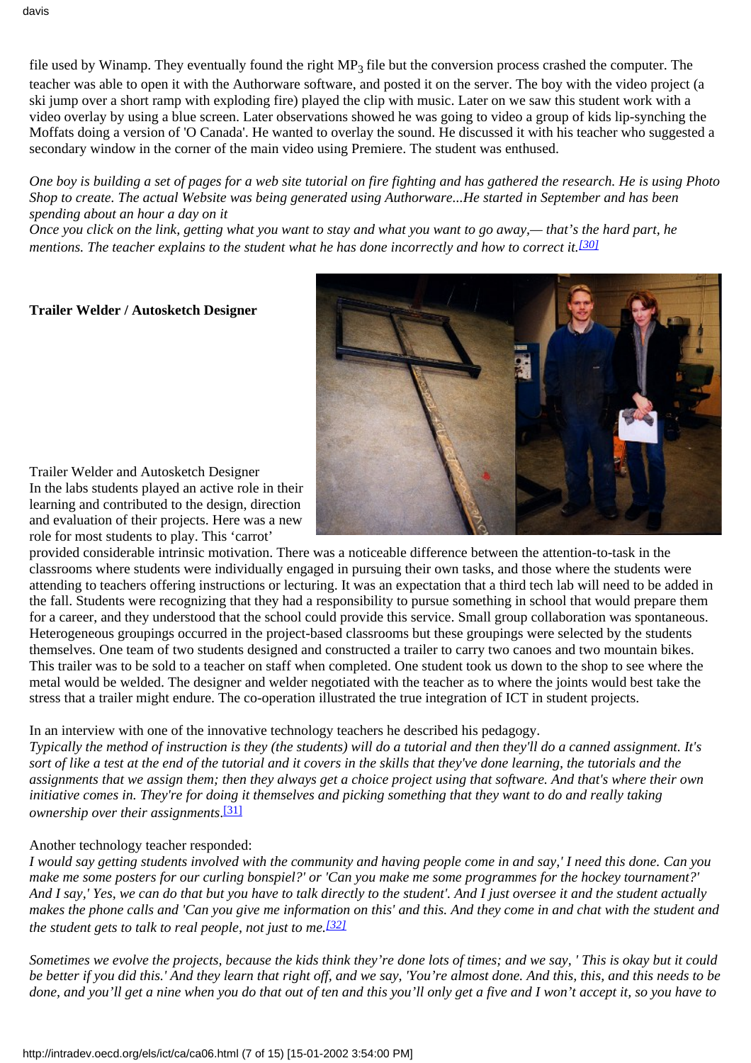file used by Winamp. They eventually found the right $MP_3$ file but the conversion process crashed the computer. The teacher was able to open it with the Authorware software, and posted it on the server. The boy with the video project (a ski jump over a short ramp with exploding fire) played the clip with music. Later on we saw this student work with a video overlay by using a blue screen. Later observations showed he was going to video a group of kids lip-synching the Moffats doing a version of 'O Canada'. He wanted to overlay the sound. He discussed it with his teacher who suggested a secondary window in the corner of the main video using Premiere. The student was enthused.

*One boy is building a set of pages for a web site tutorial on fire fighting and has gathered the research. He is using Photo Shop to create. The actual Website was being generated using Authorware...He started in September and has been spending about an hour a day on it*

*Once you click on the link, getting what you want to stay and what you want to go away,— that's the hard part, he mentions. The teacher explains to the student what he has done incorrectly and how to correct it.*[30]

**Trailer Welder / Autosketch Designer**

Trailer Welder and Autosketch Designer

In the labs students played an active role in their learning and contributed to the design, direction and evaluation of their projects. Here was a new role for most students to play. This 'carrot' provided considerable intrinsic motivation. There was a noticeable difference between the attention-to-task in the classrooms where students were individually engaged in pursuing their own tasks, and those where the students were attending to teachers offering instructions or lecturing. It was an expectation that a third tech lab will need to be added in the fall. Students were recognizing that they had a responsibility to pursue something in school that would prepare them for a career, and they understood that the school could provide this service. Small group collaboration was spontaneous. Heterogeneous groupings occurred in the project-based classrooms but these groupings were selected by the students themselves. One team of two students designed and constructed a trailer to carry two canoes and two mountain bikes. This trailer was to be sold to a teacher on staff when completed. One student took us down to the shop to see where the metal would be welded. The designer and welder negotiated with the teacher as to where the joints would best take the stress that a trailer might endure. The co-operation illustrated the true integration of ICT in student projects.

In an interview with one of the innovative technology teachers he described his pedagogy.

*Typically the method of instruction is they (the students) will do a tutorial and then they'll do a canned assignment. It's sort of like a test at the end of the tutorial and it covers in the skills that they've done learning, the tutorials and the assignments that we assign them; then they always get a choice project using that software. And that's where their own initiative comes in. They're for doing it themselves and picking something that they want to do and really taking ownership over their assignments.*[31]

Another technology teacher responded:

*I would say getting students involved with the community and having people come in and say,' I need this done. Can you make me some posters for our curling bonspiel?' or 'Can you make me some programmes for the hockey tournament?' And I say,' Yes, we can do that but you have to talk directly to the student'. And I just oversee it and the student actually makes the phone calls and 'Can you give me information on this' and this. And they come in and chat with the student and the student gets to talk to real people, not just to me.*[32]

*Sometimes we evolve the projects, because the kids think they're done lots of times; and we say, ' This is okay but it could be better if you did this.' And they learn that right off, and we say, 'You're almost done. And this, this, and this needs to be done, and you'll get a nine when you do that out of ten and this you'll only get a five and I won't accept it, so you have to*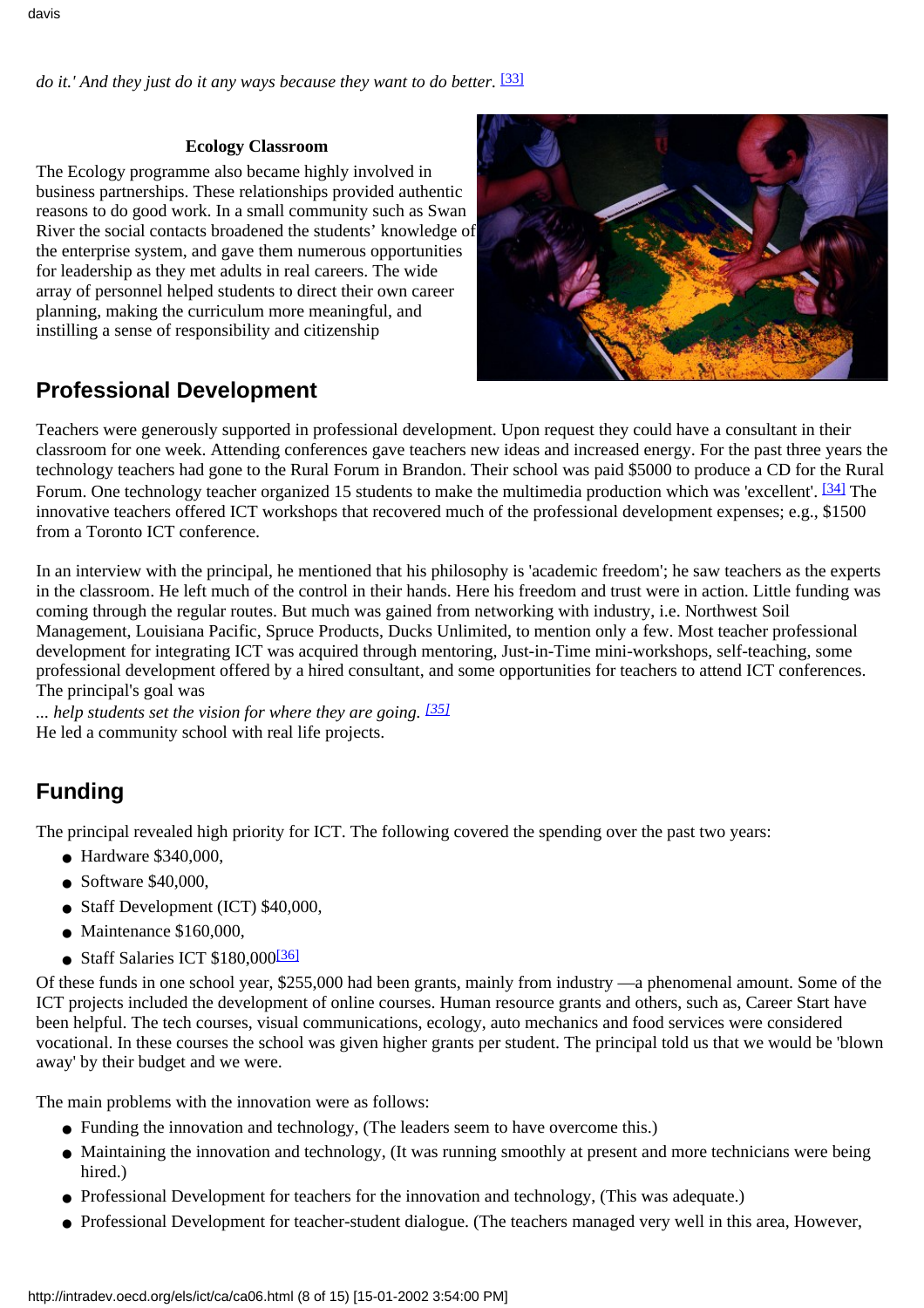*do it.' And they just do it any ways because they want to do better.* [33]

**Ecology Classroom**

The Ecology programme also became highly involved in business partnerships. These relationships provided authentic reasons to do good work. In a small community such as Swan River the social contacts broadened the students' knowledge of the enterprise system, and gave them numerous opportunities for leadership as they met adults in real careers. The wide array of personnel helped students to direct their own career planning, making the curriculum more meaningful, and instilling a sense of responsibility and citizenship

## Professional Development

Teachers were generously supported in professional development. Upon request they could have a consultant in their classroom for one week. Attending conferences gave teachers new ideas and increased energy. For the past three years the technology teachers had gone to the Rural Forum in Brandon. Their school was paid $5000 to produce a CD for the Rural Forum. One technology teacher organized 15 students to make the multimedia production which was 'excellent'. [34] The innovative teachers offered ICT workshops that recovered much of the professional development expenses; e.g., $1500 from a Toronto ICT conference.

In an interview with the principal, he mentioned that his philosophy is 'academic freedom'; he saw teachers as the experts in the classroom. He left much of the control in their hands. Here his freedom and trust were in action. Little funding was coming through the regular routes. But much was gained from networking with industry, i.e. Northwest Soil Management, Louisiana Pacific, Spruce Products, Ducks Unlimited, to mention only a few. Most teacher professional development for integrating ICT was acquired through mentoring, Just-in-Time mini-workshops, self-teaching, some professional development offered by a hired consultant, and some opportunities for teachers to attend ICT conferences. The principal's goal was

*... help students set the vision for where they are going.* [35]

He led a community school with real life projects.

## Funding

The principal revealed high priority for ICT. The following covered the spending over the past two years:

- Hardware $340,000,
- Software $40,000,
- Staff Development (ICT) $40,000,
- Maintenance $160,000,
- Staff Salaries ICT $180,000[36]

Of these funds in one school year, $255,000 had been grants, mainly from industry —a phenomenal amount. Some of the ICT projects included the development of online courses. Human resource grants and others, such as, Career Start have been helpful. The tech courses, visual communications, ecology, auto mechanics and food services were considered vocational. In these courses the school was given higher grants per student. The principal told us that we would be 'blown away' by their budget and we were.

The main problems with the innovation were as follows:

- Funding the innovation and technology, (The leaders seem to have overcome this.)
- Maintaining the innovation and technology, (It was running smoothly at present and more technicians were being hired.)
- Professional Development for teachers for the innovation and technology, (This was adequate.)
- Professional Development for teacher-student dialogue. (The teachers managed very well in this area, However,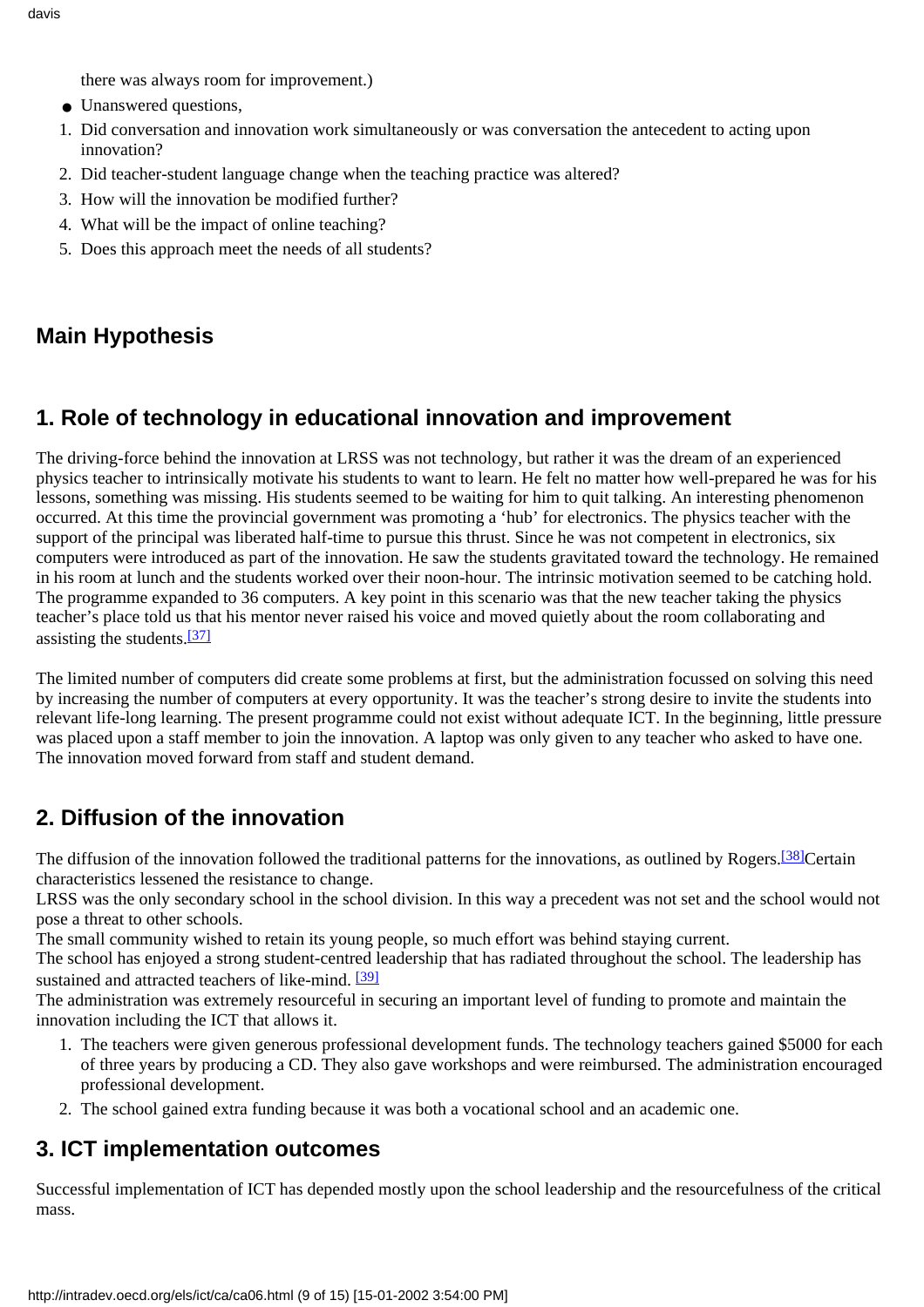there was always room for improvement.)

- Unanswered questions,

1. Did conversation and innovation work simultaneously or was conversation the antecedent to acting upon innovation?
2. Did teacher-student language change when the teaching practice was altered?
3. How will the innovation be modified further?
4. What will be the impact of online teaching?
5. Does this approach meet the needs of all students?

## Main Hypothesis

## 1. Role of technology in educational innovation and improvement

The driving-force behind the innovation at LRSS was not technology, but rather it was the dream of an experienced physics teacher to intrinsically motivate his students to want to learn. He felt no matter how well-prepared he was for his lessons, something was missing. His students seemed to be waiting for him to quit talking. An interesting phenomenon occurred. At this time the provincial government was promoting a 'hub' for electronics. The physics teacher with the support of the principal was liberated half-time to pursue this thrust. Since he was not competent in electronics, six computers were introduced as part of the innovation. He saw the students gravitated toward the technology. He remained in his room at lunch and the students worked over their noon-hour. The intrinsic motivation seemed to be catching hold. The programme expanded to 36 computers. A key point in this scenario was that the new teacher taking the physics teacher's place told us that his mentor never raised his voice and moved quietly about the room collaborating and assisting the students.[37]

The limited number of computers did create some problems at first, but the administration focussed on solving this need by increasing the number of computers at every opportunity. It was the teacher's strong desire to invite the students into relevant life-long learning. The present programme could not exist without adequate ICT. In the beginning, little pressure was placed upon a staff member to join the innovation. A laptop was only given to any teacher who asked to have one. The innovation moved forward from staff and student demand.

## 2. Diffusion of the innovation

The diffusion of the innovation followed the traditional patterns for the innovations, as outlined by Rogers.[38]Certain characteristics lessened the resistance to change.
LRSS was the only secondary school in the school division. In this way a precedent was not set and the school would not pose a threat to other schools.
The small community wished to retain its young people, so much effort was behind staying current.
The school has enjoyed a strong student-centred leadership that has radiated throughout the school. The leadership has sustained and attracted teachers of like-mind. [39]
The administration was extremely resourceful in securing an important level of funding to promote and maintain the innovation including the ICT that allows it.

1. The teachers were given generous professional development funds. The technology teachers gained $5000 for each of three years by producing a CD. They also gave workshops and were reimbursed. The administration encouraged professional development.
2. The school gained extra funding because it was both a vocational school and an academic one.

## 3. ICT implementation outcomes

Successful implementation of ICT has depended mostly upon the school leadership and the resourcefulness of the critical mass.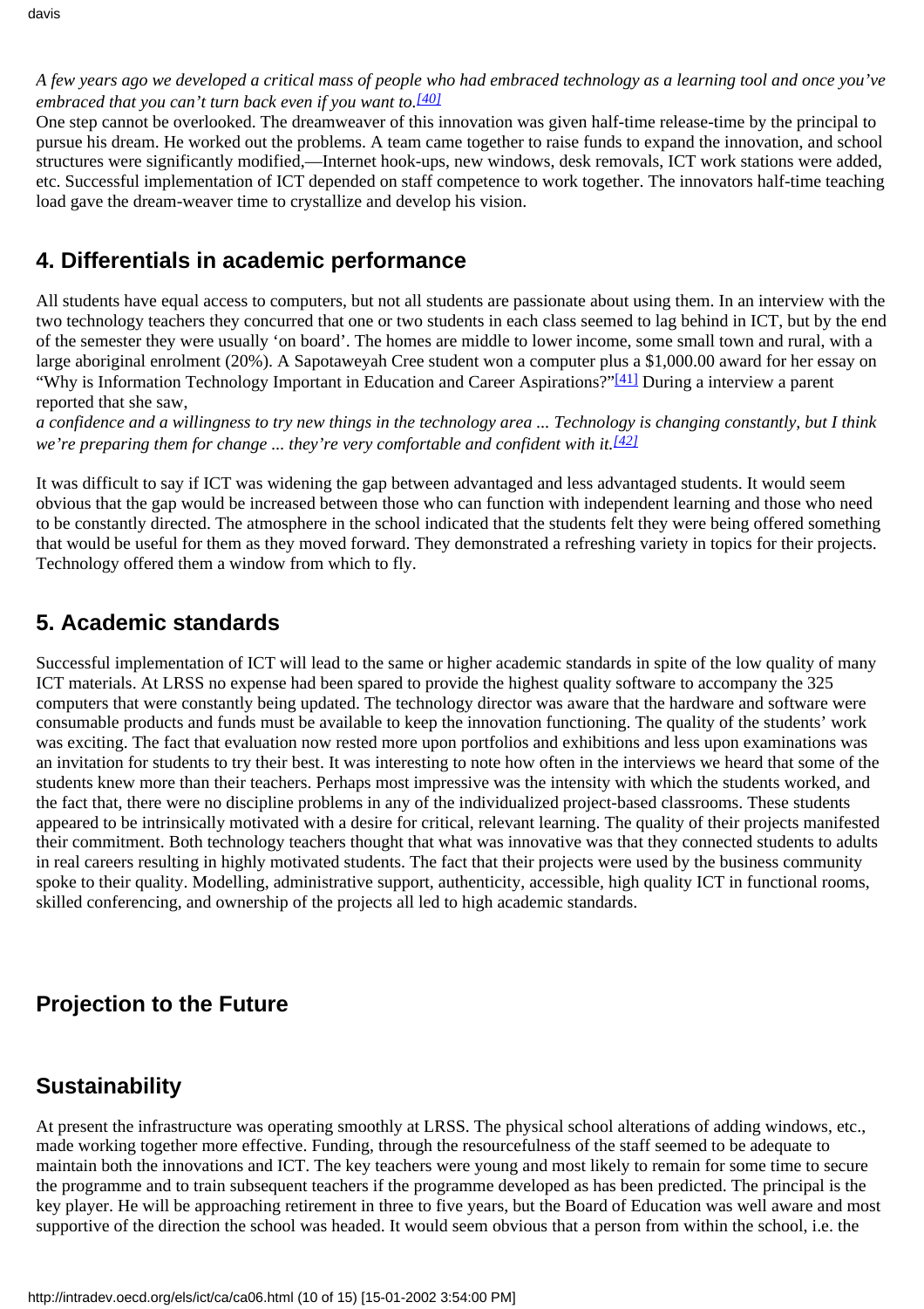*A few years ago we developed a critical mass of people who had embraced technology as a learning tool and once you've embraced that you can't turn back even if you want to.*[40]

One step cannot be overlooked. The dreamweaver of this innovation was given half-time release-time by the principal to pursue his dream. He worked out the problems. A team came together to raise funds to expand the innovation, and school structures were significantly modified,—Internet hook-ups, new windows, desk removals, ICT work stations were added, etc. Successful implementation of ICT depended on staff competence to work together. The innovators half-time teaching load gave the dream-weaver time to crystallize and develop his vision.

## 4. Differentials in academic performance

All students have equal access to computers, but not all students are passionate about using them. In an interview with the two technology teachers they concurred that one or two students in each class seemed to lag behind in ICT, but by the end of the semester they were usually 'on board'. The homes are middle to lower income, some small town and rural, with a large aboriginal enrolment (20%). A Sapotaweyah Cree student won a computer plus a $1,000.00 award for her essay on "Why is Information Technology Important in Education and Career Aspirations?"[41] During a interview a parent reported that she saw,

*a confidence and a willingness to try new things in the technology area ... Technology is changing constantly, but I think we're preparing them for change ... they're very comfortable and confident with it.*[42]

It was difficult to say if ICT was widening the gap between advantaged and less advantaged students. It would seem obvious that the gap would be increased between those who can function with independent learning and those who need to be constantly directed. The atmosphere in the school indicated that the students felt they were being offered something that would be useful for them as they moved forward. They demonstrated a refreshing variety in topics for their projects. Technology offered them a window from which to fly.

## 5. Academic standards

Successful implementation of ICT will lead to the same or higher academic standards in spite of the low quality of many ICT materials. At LRSS no expense had been spared to provide the highest quality software to accompany the 325 computers that were constantly being updated. The technology director was aware that the hardware and software were consumable products and funds must be available to keep the innovation functioning. The quality of the students' work was exciting. The fact that evaluation now rested more upon portfolios and exhibitions and less upon examinations was an invitation for students to try their best. It was interesting to note how often in the interviews we heard that some of the students knew more than their teachers. Perhaps most impressive was the intensity with which the students worked, and the fact that, there were no discipline problems in any of the individualized project-based classrooms. These students appeared to be intrinsically motivated with a desire for critical, relevant learning. The quality of their projects manifested their commitment. Both technology teachers thought that what was innovative was that they connected students to adults in real careers resulting in highly motivated students. The fact that their projects were used by the business community spoke to their quality. Modelling, administrative support, authenticity, accessible, high quality ICT in functional rooms, skilled conferencing, and ownership of the projects all led to high academic standards.

## Projection to the Future

## Sustainability

At present the infrastructure was operating smoothly at LRSS. The physical school alterations of adding windows, etc., made working together more effective. Funding, through the resourcefulness of the staff seemed to be adequate to maintain both the innovations and ICT. The key teachers were young and most likely to remain for some time to secure the programme and to train subsequent teachers if the programme developed as has been predicted. The principal is the key player. He will be approaching retirement in three to five years, but the Board of Education was well aware and most supportive of the direction the school was headed. It would seem obvious that a person from within the school, i.e. the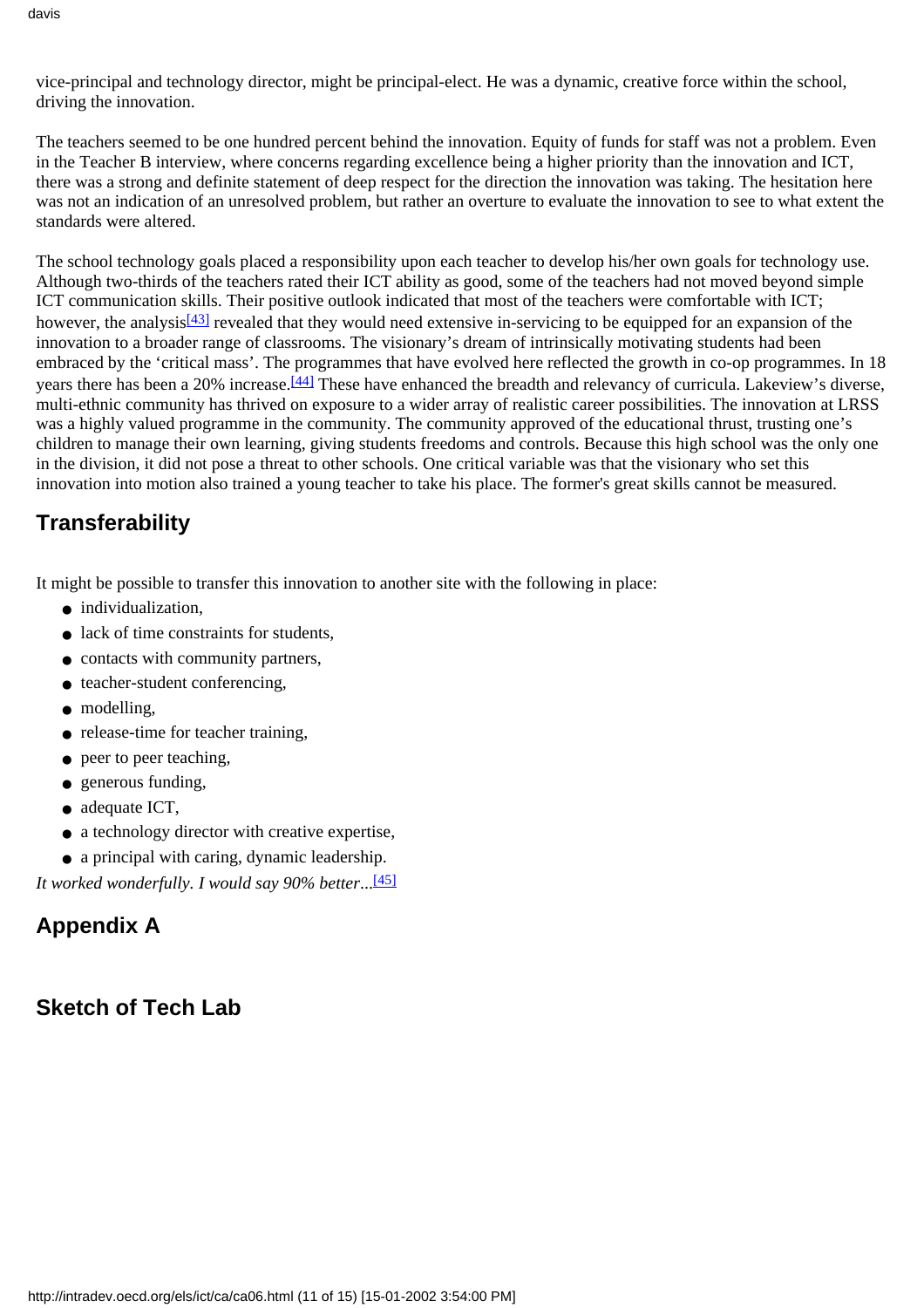vice-principal and technology director, might be principal-elect. He was a dynamic, creative force within the school, driving the innovation.

The teachers seemed to be one hundred percent behind the innovation. Equity of funds for staff was not a problem. Even in the Teacher B interview, where concerns regarding excellence being a higher priority than the innovation and ICT, there was a strong and definite statement of deep respect for the direction the innovation was taking. The hesitation here was not an indication of an unresolved problem, but rather an overture to evaluate the innovation to see to what extent the standards were altered.

The school technology goals placed a responsibility upon each teacher to develop his/her own goals for technology use. Although two-thirds of the teachers rated their ICT ability as good, some of the teachers had not moved beyond simple ICT communication skills. Their positive outlook indicated that most of the teachers were comfortable with ICT; however, the analysis[43] revealed that they would need extensive in-servicing to be equipped for an expansion of the innovation to a broader range of classrooms. The visionary's dream of intrinsically motivating students had been embraced by the 'critical mass'. The programmes that have evolved here reflected the growth in co-op programmes. In 18 years there has been a 20% increase.[44] These have enhanced the breadth and relevancy of curricula. Lakeview's diverse, multi-ethnic community has thrived on exposure to a wider array of realistic career possibilities. The innovation at LRSS was a highly valued programme in the community. The community approved of the educational thrust, trusting one's children to manage their own learning, giving students freedoms and controls. Because this high school was the only one in the division, it did not pose a threat to other schools. One critical variable was that the visionary who set this innovation into motion also trained a young teacher to take his place. The former's great skills cannot be measured.

## Transferability

It might be possible to transfer this innovation to another site with the following in place:

- individualization,
- lack of time constraints for students,
- contacts with community partners,
- teacher-student conferencing,
- modelling,
- release-time for teacher training,
- peer to peer teaching,
- generous funding,
- adequate ICT,
- a technology director with creative expertise,
- a principal with caring, dynamic leadership.

*It worked wonderfully. I would say 90% better...*[45]

## Appendix A

## Sketch of Tech Lab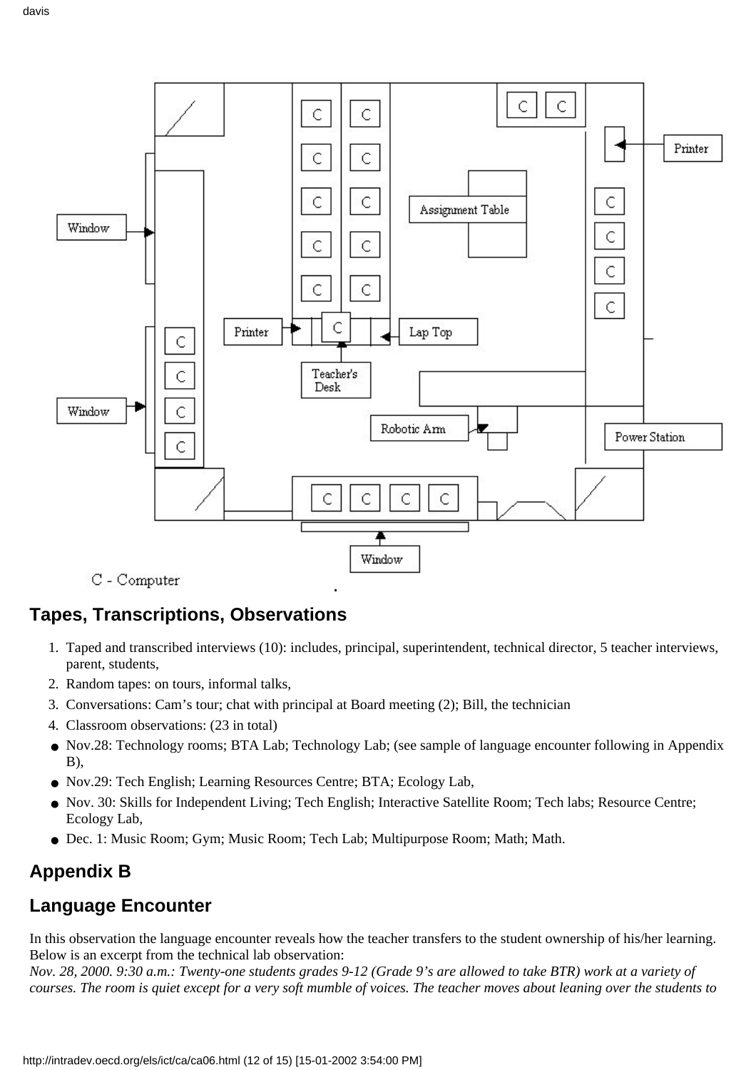## Tapes, Transcriptions, Observations

1. Taped and transcribed interviews (10): includes, principal, superintendent, technical director, 5 teacher interviews, parent, students,
2. Random tapes: on tours, informal talks,
3. Conversations: Cam's tour; chat with principal at Board meeting (2); Bill, the technician
4. Classroom observations: (23 in total)

- Nov.28: Technology rooms; BTA Lab; Technology Lab; (see sample of language encounter following in Appendix B),
- Nov.29: Tech English; Learning Resources Centre; BTA; Ecology Lab,
- Nov. 30: Skills for Independent Living; Tech English; Interactive Satellite Room; Tech labs; Resource Centre; Ecology Lab,
- Dec. 1: Music Room; Gym; Music Room; Tech Lab; Multipurpose Room; Math; Math.

## Appendix B

## Language Encounter

In this observation the language encounter reveals how the teacher transfers to the student ownership of his/her learning. Below is an excerpt from the technical lab observation:

*Nov. 28, 2000. 9:30 a.m.: Twenty-one students grades 9-12 (Grade 9's are allowed to take BTR) work at a variety of courses. The room is quiet except for a very soft mumble of voices. The teacher moves about leaning over the students to*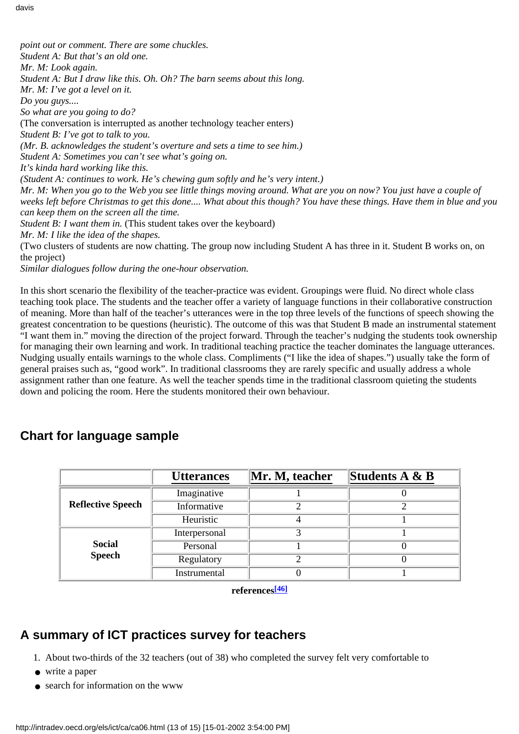*point out or comment. There are some chuckles.*
*Student A: But that's an old one.*
*Mr. M: Look again.*
*Student A: But I draw like this. Oh. Oh? The barn seems about this long.*
*Mr. M: I've got a level on it.*
*Do you guys....*
*So what are you going to do?*
(The conversation is interrupted as another technology teacher enters)
*Student B: I've got to talk to you.*
*(Mr. B. acknowledges the student's overture and sets a time to see him.)*
*Student A: Sometimes you can't see what's going on.*
*It's kinda hard working like this.*
*(Student A: continues to work. He's chewing gum softly and he's very intent.)*
*Mr. M: When you go to the Web you see little things moving around. What are you on now? You just have a couple of weeks left before Christmas to get this done.... What about this though? You have these things. Have them in blue and you can keep them on the screen all the time.*
*Student B: I want them in.* (This student takes over the keyboard)
*Mr. M: I like the idea of the shapes.*
(Two clusters of students are now chatting. The group now including Student A has three in it. Student B works on, on the project)
*Similar dialogues follow during the one-hour observation.*

In this short scenario the flexibility of the teacher-practice was evident. Groupings were fluid. No direct whole class teaching took place. The students and the teacher offer a variety of language functions in their collaborative construction of meaning. More than half of the teacher's utterances were in the top three levels of the functions of speech showing the greatest concentration to be questions (heuristic). The outcome of this was that Student B made an instrumental statement "I want them in." moving the direction of the project forward. Through the teacher's nudging the students took ownership for managing their own learning and work. In traditional teaching practice the teacher dominates the language utterances. Nudging usually entails warnings to the whole class. Compliments ("I like the idea of shapes.") usually take the form of general praises such as, "good work". In traditional classrooms they are rarely specific and usually address a whole assignment rather than one feature. As well the teacher spends time in the traditional classroom quieting the students down and policing the room. Here the students monitored their own behaviour.

## Chart for language sample

| | Utterances | Mr. M, teacher | Students A & B |
|---|---|---|---|
| **Reflective Speech** | Imaginative | 1 | 0 |
| | Informative | 2 | 2 |
| | Heuristic | 4 | 1 |
| **Social Speech** | Interpersonal | 3 | 1 |
| | Personal | 1 | 0 |
| | Regulatory | 2 | 0 |
| | Instrumental | 0 | 1 |

**references**[46]

## A summary of ICT practices survey for teachers

1. About two-thirds of the 32 teachers (out of 38) who completed the survey felt very comfortable to

- write a paper
- search for information on the www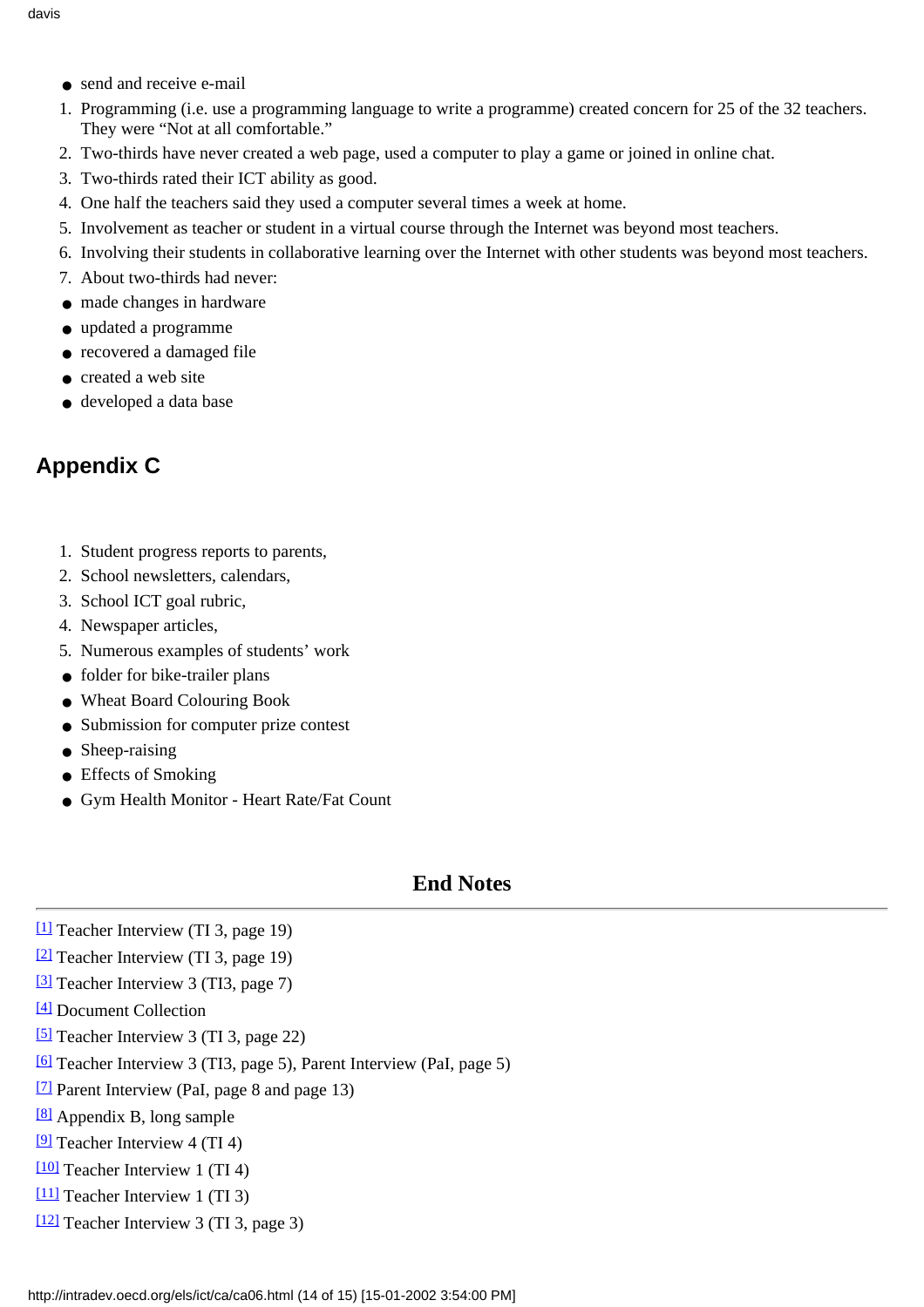- send and receive e-mail

1. Programming (i.e. use a programming language to write a programme) created concern for 25 of the 32 teachers. They were "Not at all comfortable."
2. Two-thirds have never created a web page, used a computer to play a game or joined in online chat.
3. Two-thirds rated their ICT ability as good.
4. One half the teachers said they used a computer several times a week at home.
5. Involvement as teacher or student in a virtual course through the Internet was beyond most teachers.
6. Involving their students in collaborative learning over the Internet with other students was beyond most teachers.
7. About two-thirds had never:

- made changes in hardware
- updated a programme
- recovered a damaged file
- created a web site
- developed a data base

## Appendix C

1. Student progress reports to parents,
2. School newsletters, calendars,
3. School ICT goal rubric,
4. Newspaper articles,
5. Numerous examples of students' work

- folder for bike-trailer plans
- Wheat Board Colouring Book
- Submission for computer prize contest
- Sheep-raising
- Effects of Smoking
- Gym Health Monitor - Heart Rate/Fat Count

## End Notes

---

[1] Teacher Interview (TI 3, page 19)

[2] Teacher Interview (TI 3, page 19)

[3] Teacher Interview 3 (TI3, page 7)

[4] Document Collection

[5] Teacher Interview 3 (TI 3, page 22)

[6] Teacher Interview 3 (TI3, page 5), Parent Interview (PaI, page 5)

[7] Parent Interview (PaI, page 8 and page 13)

[8] Appendix B, long sample

[9] Teacher Interview 4 (TI 4)

[10] Teacher Interview 1 (TI 4)

[11] Teacher Interview 1 (TI 3)

[12] Teacher Interview 3 (TI 3, page 3)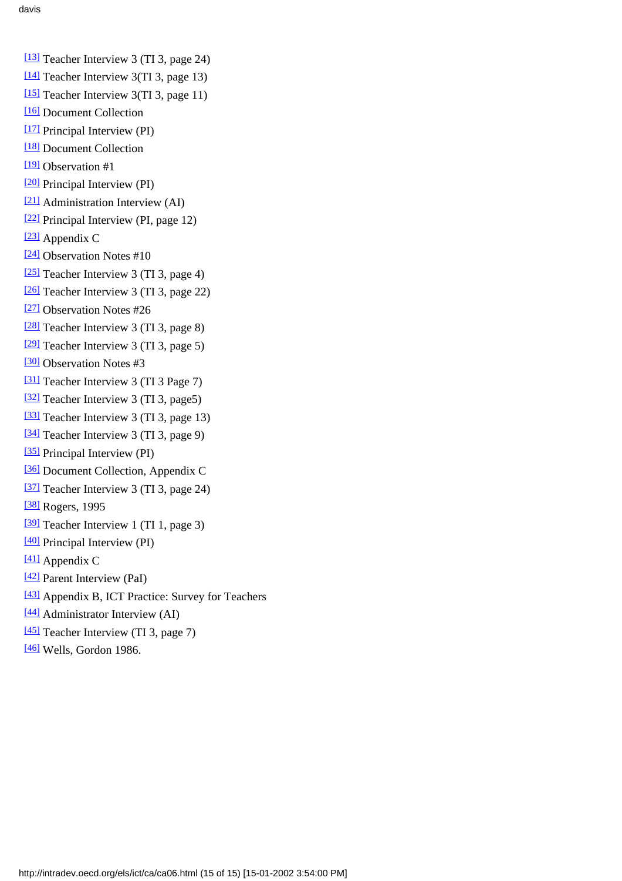[13] Teacher Interview 3 (TI 3, page 24)

[14] Teacher Interview 3(TI 3, page 13)

[15] Teacher Interview 3(TI 3, page 11)

[16] Document Collection

[17] Principal Interview (PI)

[18] Document Collection

[19] Observation #1

[20] Principal Interview (PI)

[21] Administration Interview (AI)

[22] Principal Interview (PI, page 12)

[23] Appendix C

[24] Observation Notes #10

[25] Teacher Interview 3 (TI 3, page 4)

[26] Teacher Interview 3 (TI 3, page 22)

[27] Observation Notes #26

[28] Teacher Interview 3 (TI 3, page 8)

[29] Teacher Interview 3 (TI 3, page 5)

[30] Observation Notes #3

[31] Teacher Interview 3 (TI 3 Page 7)

[32] Teacher Interview 3 (TI 3, page5)

[33] Teacher Interview 3 (TI 3, page 13)

[34] Teacher Interview 3 (TI 3, page 9)

[35] Principal Interview (PI)

[36] Document Collection, Appendix C

[37] Teacher Interview 3 (TI 3, page 24)

[38] Rogers, 1995

[39] Teacher Interview 1 (TI 1, page 3)

[40] Principal Interview (PI)

[41] Appendix C

[42] Parent Interview (PaI)

[43] Appendix B, ICT Practice: Survey for Teachers

[44] Administrator Interview (AI)

[45] Teacher Interview (TI 3, page 7)

[46] Wells, Gordon 1986.